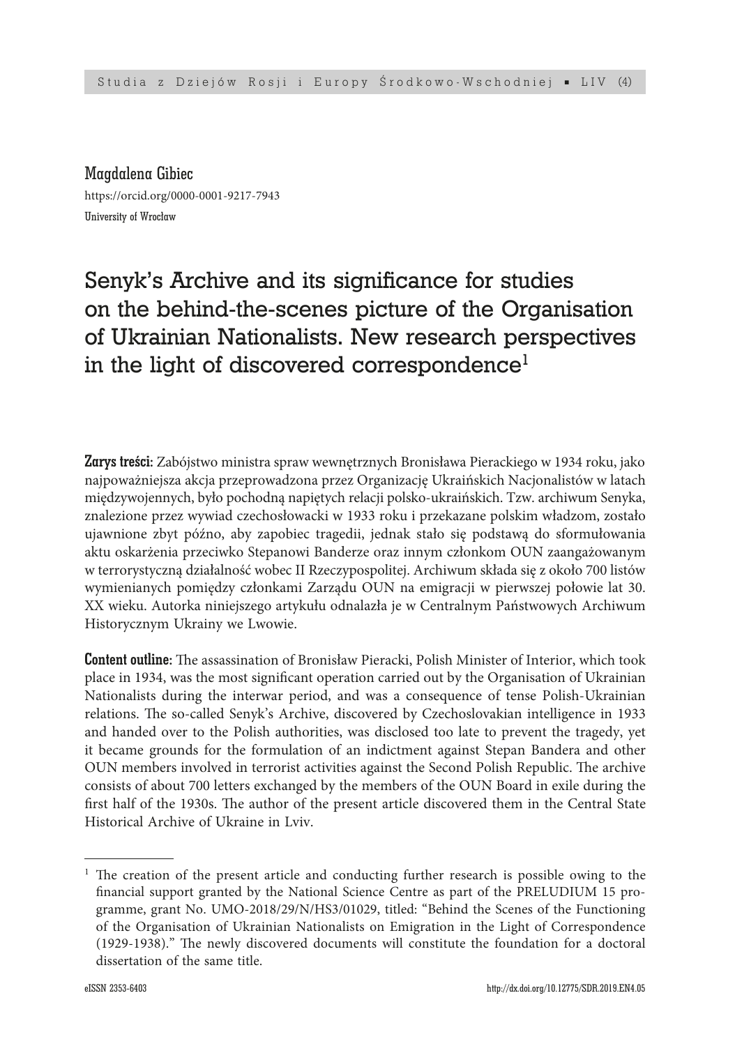Magdalena Gibiec
https://orcid.org/0000-0001-9217-7943
University of Wrocław

# Senyk's Archive and its significance for studies on the behind-the-scenes picture of the Organisation of Ukrainian Nationalists. New research perspectives in the light of discovered correspondence[1]

**Zarys treści:** Zabójstwo ministra spraw wewnętrznych Bronisława Pierackiego w 1934 roku, jako najpoważniejsza akcja przeprowadzona przez Organizację Ukraińskich Nacjonalistów w latach międzywojennych, było pochodną napiętych relacji polsko-ukraińskich. Tzw. archiwum Senyka, znalezione przez wywiad czechosłowacki w 1933 roku i przekazane polskim władzom, zostało ujawnione zbyt późno, aby zapobiec tragedii, jednak stało się podstawą do sformułowania aktu oskarżenia przeciwko Stepanowi Banderze oraz innym członkom OUN zaangażowanym w terrorystyczną działalność wobec II Rzeczypospolitej. Archiwum składa się z około 700 listów wymienianych pomiędzy członkami Zarządu OUN na emigracji w pierwszej połowie lat 30. XX wieku. Autorka niniejszego artykułu odnalazła je w Centralnym Państwowych Archiwum Historycznym Ukrainy we Lwowie.

**Content outline:** The assassination of Bronisław Pieracki, Polish Minister of Interior, which took place in 1934, was the most significant operation carried out by the Organisation of Ukrainian Nationalists during the interwar period, and was a consequence of tense Polish-Ukrainian relations. The so-called Senyk's Archive, discovered by Czechoslovakian intelligence in 1933 and handed over to the Polish authorities, was disclosed too late to prevent the tragedy, yet it became grounds for the formulation of an indictment against Stepan Bandera and other OUN members involved in terrorist activities against the Second Polish Republic. The archive consists of about 700 letters exchanged by the members of the OUN Board in exile during the first half of the 1930s. The author of the present article discovered them in the Central State Historical Archive of Ukraine in Lviv.

---

[1] The creation of the present article and conducting further research is possible owing to the financial support granted by the National Science Centre as part of the PRELUDIUM 15 programme, grant No. UMO-2018/29/N/HS3/01029, titled: "Behind the Scenes of the Functioning of the Organisation of Ukrainian Nationalists on Emigration in the Light of Correspondence (1929-1938)." The newly discovered documents will constitute the foundation for a doctoral dissertation of the same title.

eISSN 2353-6403 http://dx.doi.org/10.12775/SDR.2019.EN4.05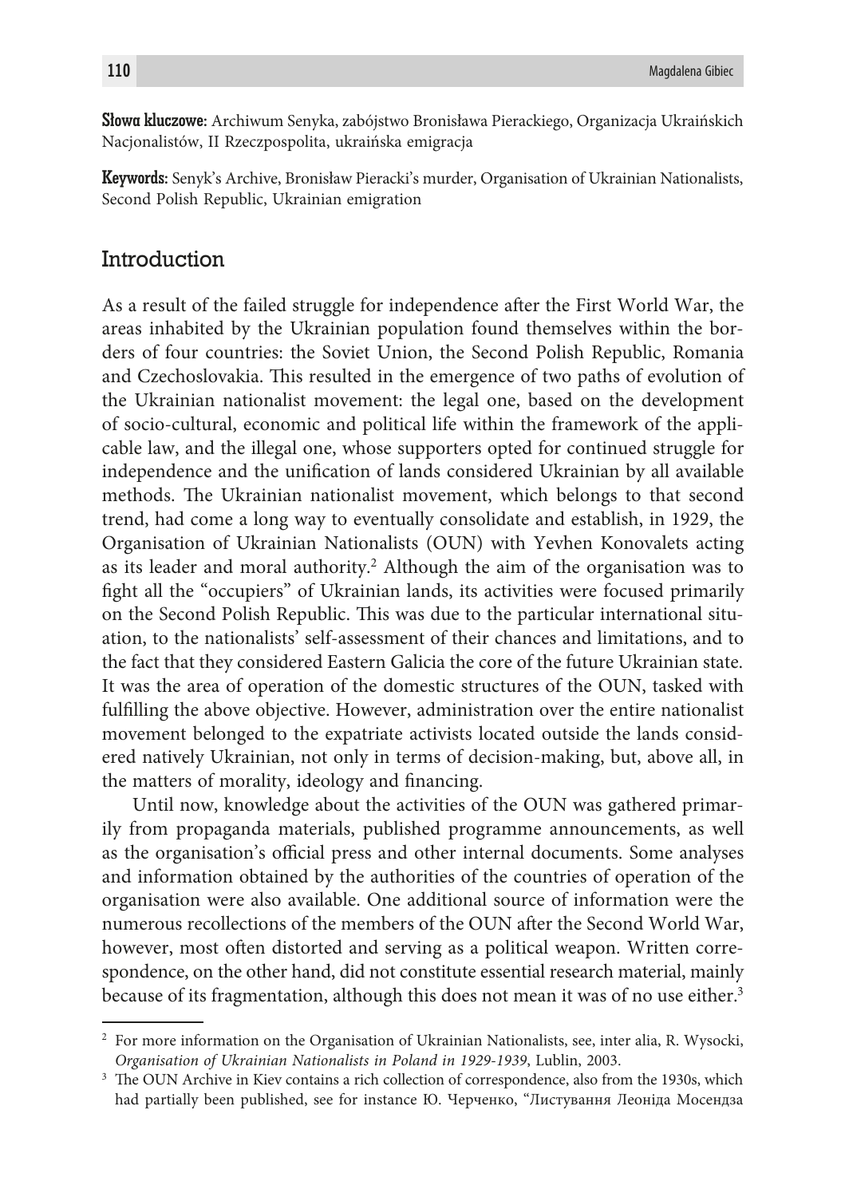**Słowa kluczowe:** Archiwum Senyka, zabójstwo Bronisława Pierackiego, Organizacja Ukraińskich Nacjonalistów, II Rzeczpospolita, ukraińska emigracja

**Keywords:** Senyk's Archive, Bronisław Pieracki's murder, Organisation of Ukrainian Nationalists, Second Polish Republic, Ukrainian emigration

## Introduction

As a result of the failed struggle for independence after the First World War, the areas inhabited by the Ukrainian population found themselves within the borders of four countries: the Soviet Union, the Second Polish Republic, Romania and Czechoslovakia. This resulted in the emergence of two paths of evolution of the Ukrainian nationalist movement: the legal one, based on the development of socio-cultural, economic and political life within the framework of the applicable law, and the illegal one, whose supporters opted for continued struggle for independence and the unification of lands considered Ukrainian by all available methods. The Ukrainian nationalist movement, which belongs to that second trend, had come a long way to eventually consolidate and establish, in 1929, the Organisation of Ukrainian Nationalists (OUN) with Yevhen Konovalets acting as its leader and moral authority.[2] Although the aim of the organisation was to fight all the "occupiers" of Ukrainian lands, its activities were focused primarily on the Second Polish Republic. This was due to the particular international situation, to the nationalists' self-assessment of their chances and limitations, and to the fact that they considered Eastern Galicia the core of the future Ukrainian state. It was the area of operation of the domestic structures of the OUN, tasked with fulfilling the above objective. However, administration over the entire nationalist movement belonged to the expatriate activists located outside the lands considered natively Ukrainian, not only in terms of decision-making, but, above all, in the matters of morality, ideology and financing.

Until now, knowledge about the activities of the OUN was gathered primarily from propaganda materials, published programme announcements, as well as the organisation's official press and other internal documents. Some analyses and information obtained by the authorities of the countries of operation of the organisation were also available. One additional source of information were the numerous recollections of the members of the OUN after the Second World War, however, most often distorted and serving as a political weapon. Written correspondence, on the other hand, did not constitute essential research material, mainly because of its fragmentation, although this does not mean it was of no use either.[3]

---

[2] For more information on the Organisation of Ukrainian Nationalists, see, inter alia, R. Wysocki, *Organisation of Ukrainian Nationalists in Poland in 1929-1939*, Lublin, 2003.

[3] The OUN Archive in Kiev contains a rich collection of correspondence, also from the 1930s, which had partially been published, see for instance Ю. Черченко, "Листування Леоніда Мосендза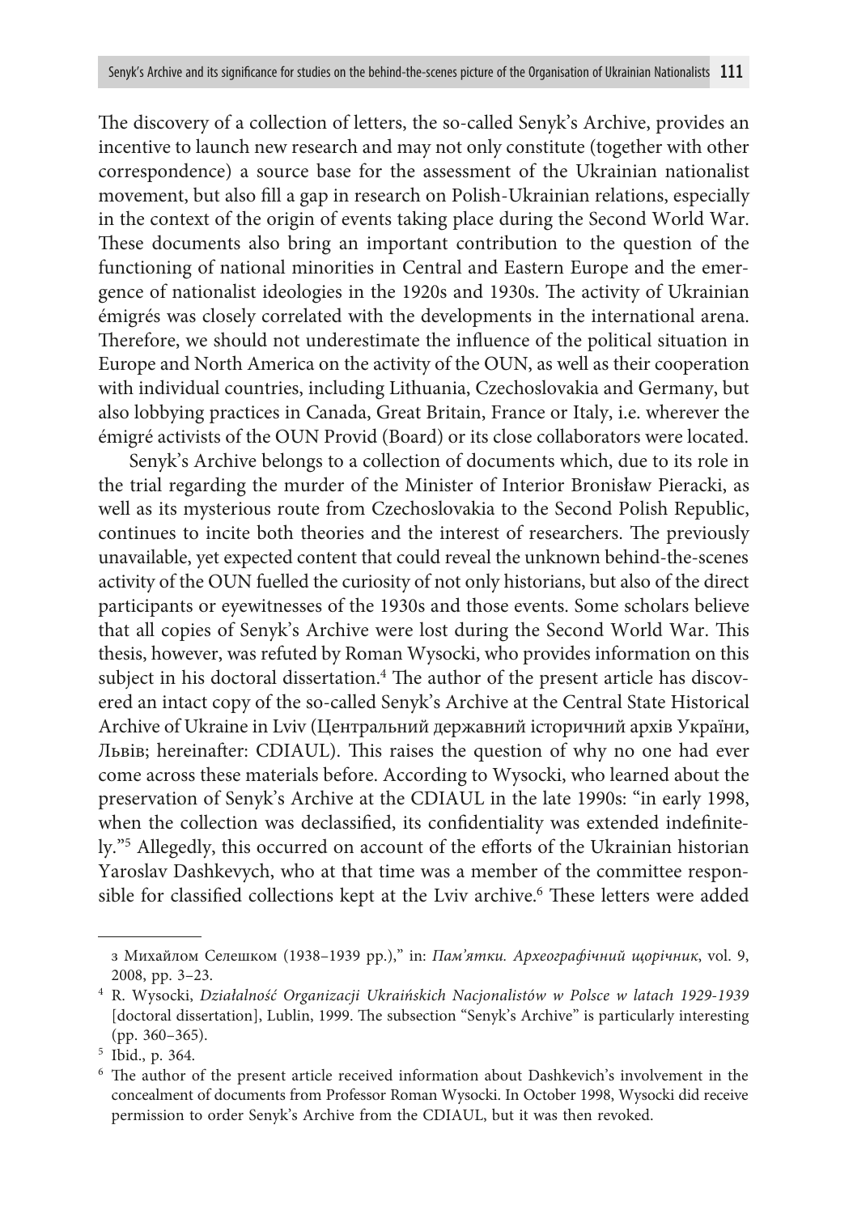The discovery of a collection of letters, the so-called Senyk's Archive, provides an incentive to launch new research and may not only constitute (together with other correspondence) a source base for the assessment of the Ukrainian nationalist movement, but also fill a gap in research on Polish-Ukrainian relations, especially in the context of the origin of events taking place during the Second World War. These documents also bring an important contribution to the question of the functioning of national minorities in Central and Eastern Europe and the emergence of nationalist ideologies in the 1920s and 1930s. The activity of Ukrainian émigrés was closely correlated with the developments in the international arena. Therefore, we should not underestimate the influence of the political situation in Europe and North America on the activity of the OUN, as well as their cooperation with individual countries, including Lithuania, Czechoslovakia and Germany, but also lobbying practices in Canada, Great Britain, France or Italy, i.e. wherever the émigré activists of the OUN Provid (Board) or its close collaborators were located.

Senyk's Archive belongs to a collection of documents which, due to its role in the trial regarding the murder of the Minister of Interior Bronisław Pieracki, as well as its mysterious route from Czechoslovakia to the Second Polish Republic, continues to incite both theories and the interest of researchers. The previously unavailable, yet expected content that could reveal the unknown behind-the-scenes activity of the OUN fuelled the curiosity of not only historians, but also of the direct participants or eyewitnesses of the 1930s and those events. Some scholars believe that all copies of Senyk's Archive were lost during the Second World War. This thesis, however, was refuted by Roman Wysocki, who provides information on this subject in his doctoral dissertation.[4] The author of the present article has discovered an intact copy of the so-called Senyk's Archive at the Central State Historical Archive of Ukraine in Lviv (Центральний державний історичний архів України, Львів; hereinafter: CDIAUL). This raises the question of why no one had ever come across these materials before. According to Wysocki, who learned about the preservation of Senyk's Archive at the CDIAUL in the late 1990s: "in early 1998, when the collection was declassified, its confidentiality was extended indefinitely."[5] Allegedly, this occurred on account of the efforts of the Ukrainian historian Yaroslav Dashkevych, who at that time was a member of the committee responsible for classified collections kept at the Lviv archive.[6] These letters were added

---

з Михайлом Селешком (1938–1939 pp.)," in: *Пам'ятки. Археографічний щорічник*, vol. 9, 2008, pp. 3–23.

[4] R. Wysocki, *Działalność Organizacji Ukraińskich Nacjonalistów w Polsce w latach 1929-1939* [doctoral dissertation], Lublin, 1999. The subsection "Senyk's Archive" is particularly interesting (pp. 360–365).

[5] Ibid., p. 364.

[6] The author of the present article received information about Dashkevich's involvement in the concealment of documents from Professor Roman Wysocki. In October 1998, Wysocki did receive permission to order Senyk's Archive from the CDIAUL, but it was then revoked.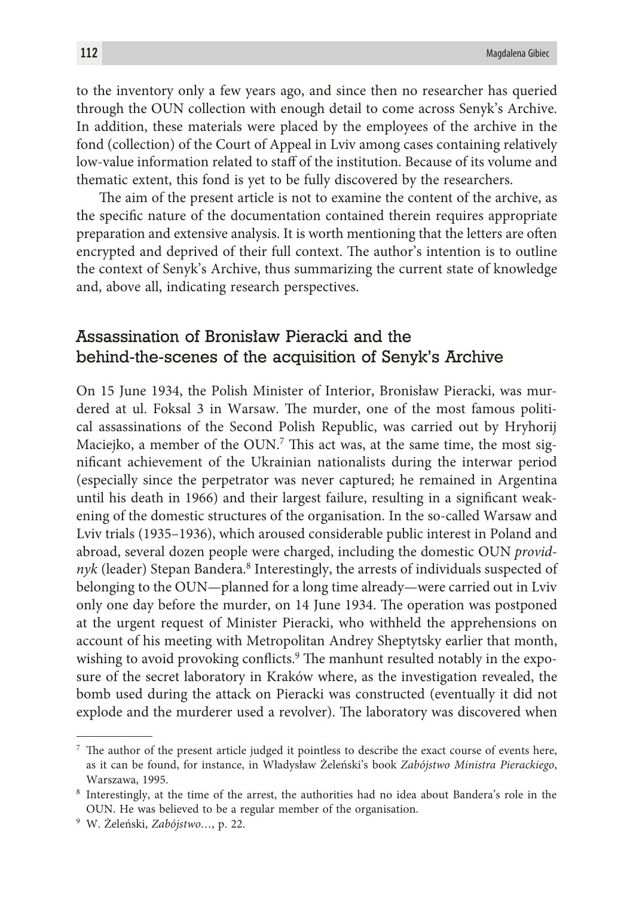to the inventory only a few years ago, and since then no researcher has queried through the OUN collection with enough detail to come across Senyk's Archive. In addition, these materials were placed by the employees of the archive in the fond (collection) of the Court of Appeal in Lviv among cases containing relatively low-value information related to staff of the institution. Because of its volume and thematic extent, this fond is yet to be fully discovered by the researchers.

The aim of the present article is not to examine the content of the archive, as the specific nature of the documentation contained therein requires appropriate preparation and extensive analysis. It is worth mentioning that the letters are often encrypted and deprived of their full context. The author's intention is to outline the context of Senyk's Archive, thus summarizing the current state of knowledge and, above all, indicating research perspectives.

## Assassination of Bronisław Pieracki and the behind-the-scenes of the acquisition of Senyk's Archive

On 15 June 1934, the Polish Minister of Interior, Bronisław Pieracki, was murdered at ul. Foksal 3 in Warsaw. The murder, one of the most famous political assassinations of the Second Polish Republic, was carried out by Hryhorij Maciejko, a member of the OUN.[7] This act was, at the same time, the most significant achievement of the Ukrainian nationalists during the interwar period (especially since the perpetrator was never captured; he remained in Argentina until his death in 1966) and their largest failure, resulting in a significant weakening of the domestic structures of the organisation. In the so-called Warsaw and Lviv trials (1935–1936), which aroused considerable public interest in Poland and abroad, several dozen people were charged, including the domestic OUN *providnyk* (leader) Stepan Bandera.[8] Interestingly, the arrests of individuals suspected of belonging to the OUN—planned for a long time already—were carried out in Lviv only one day before the murder, on 14 June 1934. The operation was postponed at the urgent request of Minister Pieracki, who withheld the apprehensions on account of his meeting with Metropolitan Andrey Sheptytsky earlier that month, wishing to avoid provoking conflicts.[9] The manhunt resulted notably in the exposure of the secret laboratory in Kraków where, as the investigation revealed, the bomb used during the attack on Pieracki was constructed (eventually it did not explode and the murderer used a revolver). The laboratory was discovered when

---

[7] The author of the present article judged it pointless to describe the exact course of events here, as it can be found, for instance, in Władysław Żeleński's book *Zabójstwo Ministra Pierackiego*, Warszawa, 1995.

[8] Interestingly, at the time of the arrest, the authorities had no idea about Bandera's role in the OUN. He was believed to be a regular member of the organisation.

[9] W. Żeleński, *Zabójstwo…*, p. 22.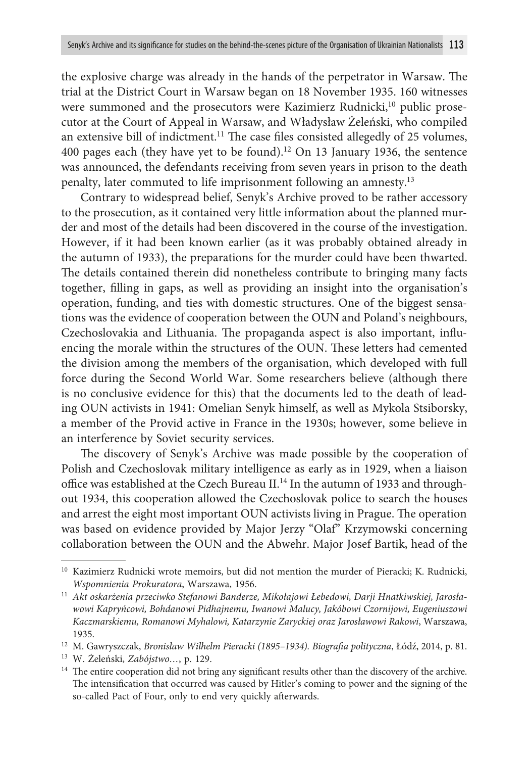the explosive charge was already in the hands of the perpetrator in Warsaw. The trial at the District Court in Warsaw began on 18 November 1935. 160 witnesses were summoned and the prosecutors were Kazimierz Rudnicki,[10] public prosecutor at the Court of Appeal in Warsaw, and Władysław Żeleński, who compiled an extensive bill of indictment.[11] The case files consisted allegedly of 25 volumes, 400 pages each (they have yet to be found).[12] On 13 January 1936, the sentence was announced, the defendants receiving from seven years in prison to the death penalty, later commuted to life imprisonment following an amnesty.[13]

Contrary to widespread belief, Senyk's Archive proved to be rather accessory to the prosecution, as it contained very little information about the planned murder and most of the details had been discovered in the course of the investigation. However, if it had been known earlier (as it was probably obtained already in the autumn of 1933), the preparations for the murder could have been thwarted. The details contained therein did nonetheless contribute to bringing many facts together, filling in gaps, as well as providing an insight into the organisation's operation, funding, and ties with domestic structures. One of the biggest sensations was the evidence of cooperation between the OUN and Poland's neighbours, Czechoslovakia and Lithuania. The propaganda aspect is also important, influencing the morale within the structures of the OUN. These letters had cemented the division among the members of the organisation, which developed with full force during the Second World War. Some researchers believe (although there is no conclusive evidence for this) that the documents led to the death of leading OUN activists in 1941: Omelian Senyk himself, as well as Mykola Stsiborsky, a member of the Provid active in France in the 1930s; however, some believe in an interference by Soviet security services.

The discovery of Senyk's Archive was made possible by the cooperation of Polish and Czechoslovak military intelligence as early as in 1929, when a liaison office was established at the Czech Bureau II.[14] In the autumn of 1933 and throughout 1934, this cooperation allowed the Czechoslovak police to search the houses and arrest the eight most important OUN activists living in Prague. The operation was based on evidence provided by Major Jerzy "Olaf" Krzymowski concerning collaboration between the OUN and the Abwehr. Major Josef Bartik, head of the

---

[10] Kazimierz Rudnicki wrote memoirs, but did not mention the murder of Pieracki; K. Rudnicki, *Wspomnienia Prokuratora*, Warszawa, 1956.

[11] *Akt oskarżenia przeciwko Stefanowi Banderze, Mikołajowi Łebedowi, Darji Hnatkiwskiej, Jarosławowi Kapryńcowi, Bohdanowi Pidhajnemu, Iwanowi Malucy, Jakóbowi Czornijowi, Eugeniuszowi Kaczmarskiemu, Romanowi Myhalowi, Katarzynie Zaryckiej oraz Jarosławowi Rakowi*, Warszawa, 1935.

[12] M. Gawryszczak, *Bronisław Wilhelm Pieracki (1895–1934). Biografia polityczna*, Łódź, 2014, p. 81.

[13] W. Żeleński, *Zabójstwo…*, p. 129.

[14] The entire cooperation did not bring any significant results other than the discovery of the archive. The intensification that occurred was caused by Hitler's coming to power and the signing of the so-called Pact of Four, only to end very quickly afterwards.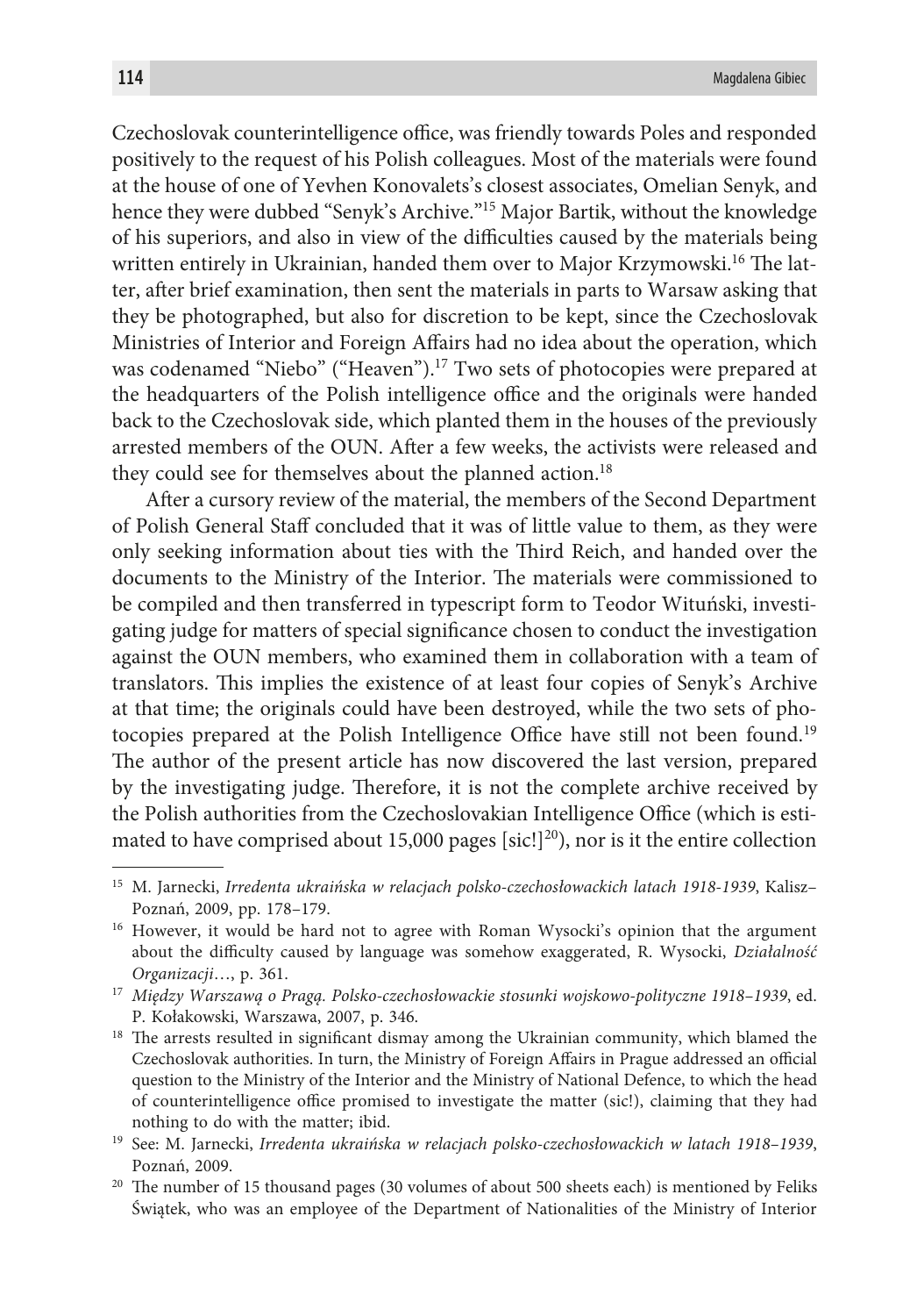Czechoslovak counterintelligence office, was friendly towards Poles and responded positively to the request of his Polish colleagues. Most of the materials were found at the house of one of Yevhen Konovalets's closest associates, Omelian Senyk, and hence they were dubbed "Senyk's Archive."[15] Major Bartik, without the knowledge of his superiors, and also in view of the difficulties caused by the materials being written entirely in Ukrainian, handed them over to Major Krzymowski.[16] The latter, after brief examination, then sent the materials in parts to Warsaw asking that they be photographed, but also for discretion to be kept, since the Czechoslovak Ministries of Interior and Foreign Affairs had no idea about the operation, which was codenamed "Niebo" ("Heaven").[17] Two sets of photocopies were prepared at the headquarters of the Polish intelligence office and the originals were handed back to the Czechoslovak side, which planted them in the houses of the previously arrested members of the OUN. After a few weeks, the activists were released and they could see for themselves about the planned action.[18]

After a cursory review of the material, the members of the Second Department of Polish General Staff concluded that it was of little value to them, as they were only seeking information about ties with the Third Reich, and handed over the documents to the Ministry of the Interior. The materials were commissioned to be compiled and then transferred in typescript form to Teodor Witański, investigating judge for matters of special significance chosen to conduct the investigation against the OUN members, who examined them in collaboration with a team of translators. This implies the existence of at least four copies of Senyk's Archive at that time; the originals could have been destroyed, while the two sets of photocopies prepared at the Polish Intelligence Office have still not been found.[19] The author of the present article has now discovered the last version, prepared by the investigating judge. Therefore, it is not the complete archive received by the Polish authorities from the Czechoslovakian Intelligence Office (which is estimated to have comprised about 15,000 pages [sic!][20]), nor is it the entire collection

---

[15] M. Jarnecki, *Irredenta ukraińska w relacjach polsko-czechosłowackich latach 1918-1939*, Kalisz–Poznań, 2009, pp. 178–179.

[16] However, it would be hard not to agree with Roman Wysocki's opinion that the argument about the difficulty caused by language was somehow exaggerated, R. Wysocki, *Działalność Organizacji*…, p. 361.

[17] *Między Warszawą o Pragą. Polsko-czechosłowackie stosunki wojskowo-polityczne 1918–1939*, ed. P. Kołakowski, Warszawa, 2007, p. 346.

[18] The arrests resulted in significant dismay among the Ukrainian community, which blamed the Czechoslovak authorities. In turn, the Ministry of Foreign Affairs in Prague addressed an official question to the Ministry of the Interior and the Ministry of National Defence, to which the head of counterintelligence office promised to investigate the matter (sic!), claiming that they had nothing to do with the matter; ibid.

[19] See: M. Jarnecki, *Irredenta ukraińska w relacjach polsko-czechosłowackich w latach 1918–1939*, Poznań, 2009.

[20] The number of 15 thousand pages (30 volumes of about 500 sheets each) is mentioned by Feliks Świątek, who was an employee of the Department of Nationalities of the Ministry of Interior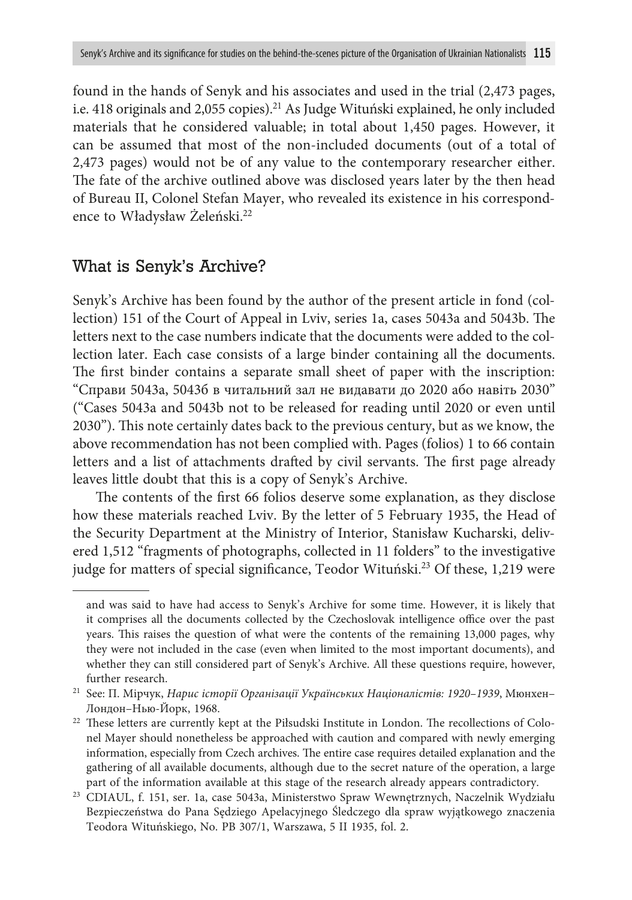found in the hands of Senyk and his associates and used in the trial (2,473 pages, i.e. 418 originals and 2,055 copies).[21] As Judge Wituński explained, he only included materials that he considered valuable; in total about 1,450 pages. However, it can be assumed that most of the non-included documents (out of a total of 2,473 pages) would not be of any value to the contemporary researcher either. The fate of the archive outlined above was disclosed years later by the then head of Bureau II, Colonel Stefan Mayer, who revealed its existence in his correspondence to Władysław Żeleński.[22]

## What is Senyk's Archive?

Senyk's Archive has been found by the author of the present article in fond (collection) 151 of the Court of Appeal in Lviv, series 1a, cases 5043a and 5043b. The letters next to the case numbers indicate that the documents were added to the collection later. Each case consists of a large binder containing all the documents. The first binder contains a separate small sheet of paper with the inscription: "Справи 5043а, 5043б в читальний зал не видавати до 2020 або навіть 2030" ("Cases 5043a and 5043b not to be released for reading until 2020 or even until 2030"). This note certainly dates back to the previous century, but as we know, the above recommendation has not been complied with. Pages (folios) 1 to 66 contain letters and a list of attachments drafted by civil servants. The first page already leaves little doubt that this is a copy of Senyk's Archive.

The contents of the first 66 folios deserve some explanation, as they disclose how these materials reached Lviv. By the letter of 5 February 1935, the Head of the Security Department at the Ministry of Interior, Stanisław Kucharski, delivered 1,512 "fragments of photographs, collected in 11 folders" to the investigative judge for matters of special significance, Teodor Wituński.[23] Of these, 1,219 were

---

and was said to have had access to Senyk's Archive for some time. However, it is likely that it comprises all the documents collected by the Czechoslovak intelligence office over the past years. This raises the question of what were the contents of the remaining 13,000 pages, why they were not included in the case (even when limited to the most important documents), and whether they can still considered part of Senyk's Archive. All these questions require, however, further research.

[21] See: П. Мірчук, *Нарис історії Організації Українських Націоналістів: 1920–1939*, Мюнхен–Лондон–Нью-Йорк, 1968.

[22] These letters are currently kept at the Piłsudski Institute in London. The recollections of Colonel Mayer should nonetheless be approached with caution and compared with newly emerging information, especially from Czech archives. The entire case requires detailed explanation and the gathering of all available documents, although due to the secret nature of the operation, a large part of the information available at this stage of the research already appears contradictory.

[23] CDIAUL, f. 151, ser. 1a, case 5043a, Ministerstwo Spraw Wewnętrznych, Naczelnik Wydziału Bezpieczeństwa do Pana Sędziego Apelacyjnego Śledczego dla spraw wyjątkowego znaczenia Teodora Wituńskiego, No. PB 307/1, Warszawa, 5 II 1935, fol. 2.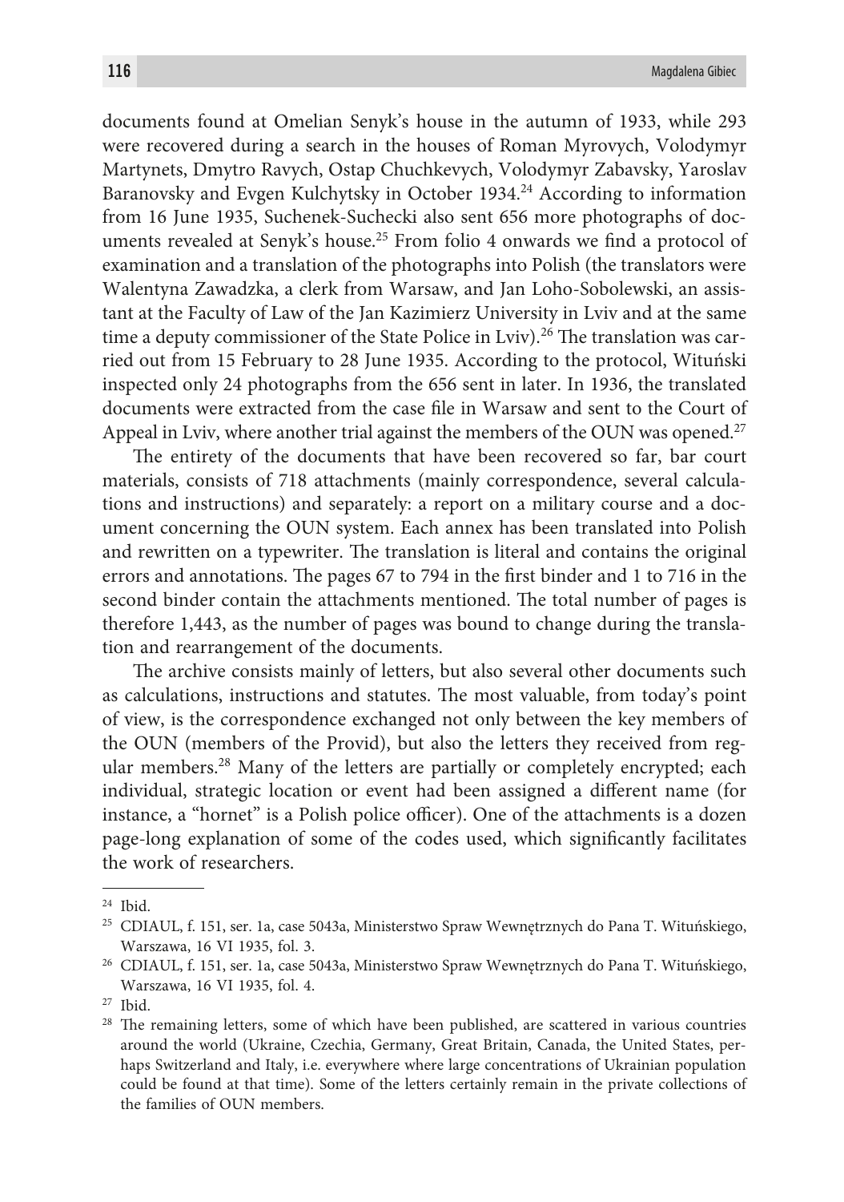documents found at Omelian Senyk's house in the autumn of 1933, while 293 were recovered during a search in the houses of Roman Myrovych, Volodymyr Martynets, Dmytro Ravych, Ostap Chuchkevych, Volodymyr Zabavsky, Yaroslav Baranovsky and Evgen Kulchytsky in October 1934.[24] According to information from 16 June 1935, Suchenek-Suchecki also sent 656 more photographs of documents revealed at Senyk's house.[25] From folio 4 onwards we find a protocol of examination and a translation of the photographs into Polish (the translators were Walentyna Zawadzka, a clerk from Warsaw, and Jan Loho-Sobolewski, an assistant at the Faculty of Law of the Jan Kazimierz University in Lviv and at the same time a deputy commissioner of the State Police in Lviv).[26] The translation was carried out from 15 February to 28 June 1935. According to the protocol, Wituński inspected only 24 photographs from the 656 sent in later. In 1936, the translated documents were extracted from the case file in Warsaw and sent to the Court of Appeal in Lviv, where another trial against the members of the OUN was opened.[27]

The entirety of the documents that have been recovered so far, bar court materials, consists of 718 attachments (mainly correspondence, several calculations and instructions) and separately: a report on a military course and a document concerning the OUN system. Each annex has been translated into Polish and rewritten on a typewriter. The translation is literal and contains the original errors and annotations. The pages 67 to 794 in the first binder and 1 to 716 in the second binder contain the attachments mentioned. The total number of pages is therefore 1,443, as the number of pages was bound to change during the translation and rearrangement of the documents.

The archive consists mainly of letters, but also several other documents such as calculations, instructions and statutes. The most valuable, from today's point of view, is the correspondence exchanged not only between the key members of the OUN (members of the Provid), but also the letters they received from regular members.[28] Many of the letters are partially or completely encrypted; each individual, strategic location or event had been assigned a different name (for instance, a "hornet" is a Polish police officer). One of the attachments is a dozen page-long explanation of some of the codes used, which significantly facilitates the work of researchers.

---

[24] Ibid.

[25] CDIAUL, f. 151, ser. 1a, case 5043a, Ministerstwo Spraw Wewnętrznych do Pana T. Wituńskiego, Warszawa, 16 VI 1935, fol. 3.

[26] CDIAUL, f. 151, ser. 1a, case 5043a, Ministerstwo Spraw Wewnętrznych do Pana T. Wituńskiego, Warszawa, 16 VI 1935, fol. 4.

[27] Ibid.

[28] The remaining letters, some of which have been published, are scattered in various countries around the world (Ukraine, Czechia, Germany, Great Britain, Canada, the United States, perhaps Switzerland and Italy, i.e. everywhere where large concentrations of Ukrainian population could be found at that time). Some of the letters certainly remain in the private collections of the families of OUN members.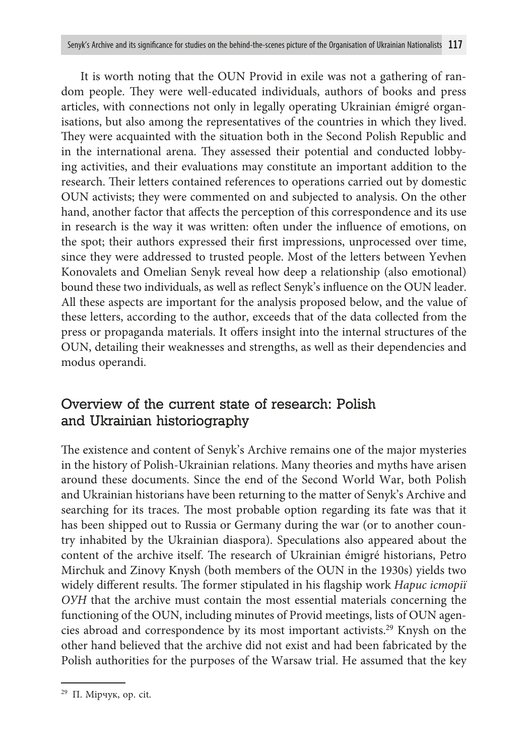It is worth noting that the OUN Provid in exile was not a gathering of random people. They were well-educated individuals, authors of books and press articles, with connections not only in legally operating Ukrainian émigré organisations, but also among the representatives of the countries in which they lived. They were acquainted with the situation both in the Second Polish Republic and in the international arena. They assessed their potential and conducted lobbying activities, and their evaluations may constitute an important addition to the research. Their letters contained references to operations carried out by domestic OUN activists; they were commented on and subjected to analysis. On the other hand, another factor that affects the perception of this correspondence and its use in research is the way it was written: often under the influence of emotions, on the spot; their authors expressed their first impressions, unprocessed over time, since they were addressed to trusted people. Most of the letters between Yevhen Konovalets and Omelian Senyk reveal how deep a relationship (also emotional) bound these two individuals, as well as reflect Senyk's influence on the OUN leader. All these aspects are important for the analysis proposed below, and the value of these letters, according to the author, exceeds that of the data collected from the press or propaganda materials. It offers insight into the internal structures of the OUN, detailing their weaknesses and strengths, as well as their dependencies and modus operandi.

## Overview of the current state of research: Polish and Ukrainian historiography

The existence and content of Senyk's Archive remains one of the major mysteries in the history of Polish-Ukrainian relations. Many theories and myths have arisen around these documents. Since the end of the Second World War, both Polish and Ukrainian historians have been returning to the matter of Senyk's Archive and searching for its traces. The most probable option regarding its fate was that it has been shipped out to Russia or Germany during the war (or to another country inhabited by the Ukrainian diaspora). Speculations also appeared about the content of the archive itself. The research of Ukrainian émigré historians, Petro Mirchuk and Zinovy Knysh (both members of the OUN in the 1930s) yields two widely different results. The former stipulated in his flagship work *Нарис історії ОУН* that the archive must contain the most essential materials concerning the functioning of the OUN, including minutes of Provid meetings, lists of OUN agencies abroad and correspondence by its most important activists.[29] Knysh on the other hand believed that the archive did not exist and had been fabricated by the Polish authorities for the purposes of the Warsaw trial. He assumed that the key

---

[29] П. Мірчук, op. cit.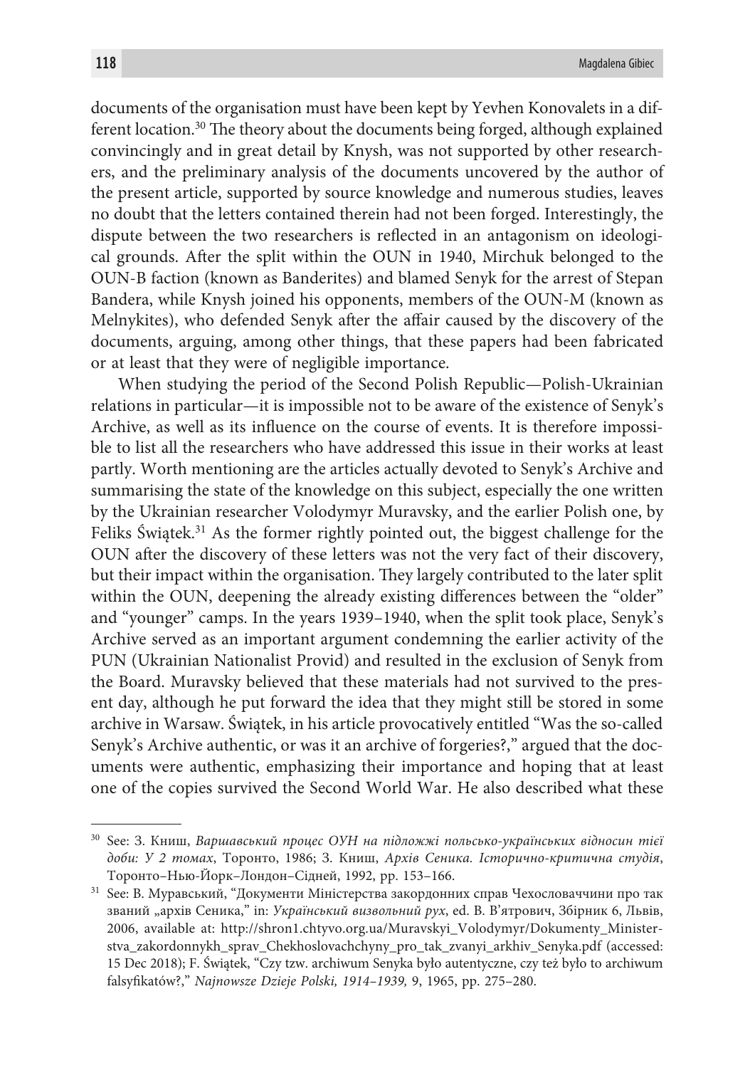documents of the organisation must have been kept by Yevhen Konovalets in a different location.[30] The theory about the documents being forged, although explained convincingly and in great detail by Knysh, was not supported by other researchers, and the preliminary analysis of the documents uncovered by the author of the present article, supported by source knowledge and numerous studies, leaves no doubt that the letters contained therein had not been forged. Interestingly, the dispute between the two researchers is reflected in an antagonism on ideological grounds. After the split within the OUN in 1940, Mirchuk belonged to the OUN-B faction (known as Banderites) and blamed Senyk for the arrest of Stepan Bandera, while Knysh joined his opponents, members of the OUN-M (known as Melnykites), who defended Senyk after the affair caused by the discovery of the documents, arguing, among other things, that these papers had been fabricated or at least that they were of negligible importance.

When studying the period of the Second Polish Republic—Polish-Ukrainian relations in particular—it is impossible not to be aware of the existence of Senyk's Archive, as well as its influence on the course of events. It is therefore impossible to list all the researchers who have addressed this issue in their works at least partly. Worth mentioning are the articles actually devoted to Senyk's Archive and summarising the state of the knowledge on this subject, especially the one written by the Ukrainian researcher Volodymyr Muravsky, and the earlier Polish one, by Feliks Świątek.[31] As the former rightly pointed out, the biggest challenge for the OUN after the discovery of these letters was not the very fact of their discovery, but their impact within the organisation. They largely contributed to the later split within the OUN, deepening the already existing differences between the "older" and "younger" camps. In the years 1939–1940, when the split took place, Senyk's Archive served as an important argument condemning the earlier activity of the PUN (Ukrainian Nationalist Provid) and resulted in the exclusion of Senyk from the Board. Muravsky believed that these materials had not survived to the present day, although he put forward the idea that they might still be stored in some archive in Warsaw. Świątek, in his article provocatively entitled "Was the so-called Senyk's Archive authentic, or was it an archive of forgeries?," argued that the documents were authentic, emphasizing their importance and hoping that at least one of the copies survived the Second World War. He also described what these

---

[30] See: З. Книш, *Варшавський процес ОУН на підложжі польсько-українських відносин тієї доби: У 2 томах*, Торонто, 1986; З. Книш, *Архів Сеника. Історично-критична студія*, Торонто–Нью-Йорк–Лондон–Сідней, 1992, pp. 153–166.

[31] See: В. Муравський, "Документи Міністерства закордонних справ Чехословаччини про так званий „архів Сеника," in: *Український визвольний рух*, ed. В. В'ятрович, Збірник 6, Львів, 2006, available at: http://shron1.chtyvo.org.ua/Muravskyi_Volodymyr/Dokumenty_Ministerstva_zakordonnykh_sprav_Chekhoslovachchyny_pro_tak_zvanyi_arkhiv_Senyka.pdf (accessed: 15 Dec 2018); F. Świątek, "Czy tzw. archiwum Senyka było autentyczne, czy też było to archiwum falsyfikatów?," *Najnowsze Dzieje Polski, 1914–1939,* 9, 1965, pp. 275–280.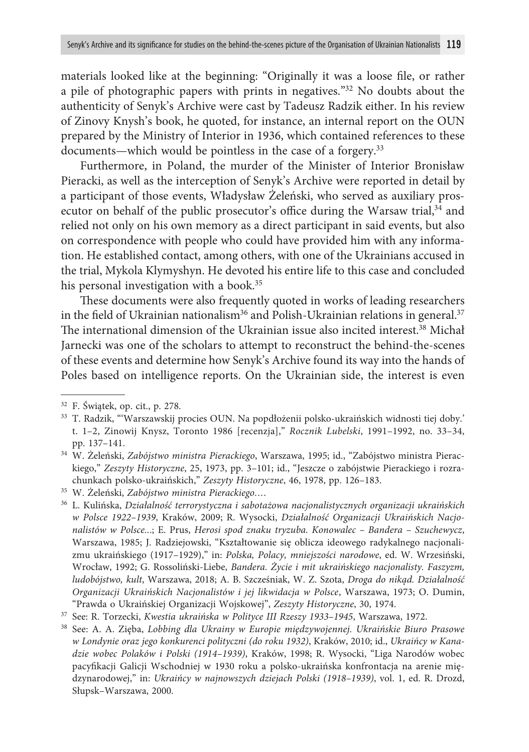materials looked like at the beginning: "Originally it was a loose file, or rather a pile of photographic papers with prints in negatives."[32] No doubts about the authenticity of Senyk's Archive were cast by Tadeusz Radzik either. In his review of Zinovy Knysh's book, he quoted, for instance, an internal report on the OUN prepared by the Ministry of Interior in 1936, which contained references to these documents—which would be pointless in the case of a forgery.[33]

Furthermore, in Poland, the murder of the Minister of Interior Bronisław Pieracki, as well as the interception of Senyk's Archive were reported in detail by a participant of those events, Władysław Żeleński, who served as auxiliary prosecutor on behalf of the public prosecutor's office during the Warsaw trial,[34] and relied not only on his own memory as a direct participant in said events, but also on correspondence with people who could have provided him with any information. He established contact, among others, with one of the Ukrainians accused in the trial, Mykola Klymyshyn. He devoted his entire life to this case and concluded his personal investigation with a book.[35]

These documents were also frequently quoted in works of leading researchers in the field of Ukrainian nationalism[36] and Polish-Ukrainian relations in general.[37] The international dimension of the Ukrainian issue also incited interest.[38] Michał Jarnecki was one of the scholars to attempt to reconstruct the behind-the-scenes of these events and determine how Senyk's Archive found its way into the hands of Poles based on intelligence reports. On the Ukrainian side, the interest is even

---

[32] F. Świątek, op. cit., p. 278.

[33] T. Radzik, "'Warszawskij procies OUN. Na popdłożenii polsko-ukraińskich widnosti tiej doby.' t. 1–2, Zinowij Knysz, Toronto 1986 [recenzja]," *Rocznik Lubelski*, 1991–1992, no. 33–34, pp. 137–141.

[34] W. Żeleński, *Zabójstwo ministra Pierackiego*, Warszawa, 1995; id., "Zabójstwo ministra Pierackiego," *Zeszyty Historyczne*, 25, 1973, pp. 3–101; id., "Jeszcze o zabójstwie Pierackiego i rozrachunkach polsko-ukraińskich," *Zeszyty Historyczne*, 46, 1978, pp. 126–183.

[35] W. Żeleński, *Zabójstwo ministra Pierackiego…*.

[36] L. Kulińska, *Działalność terrorystyczna i sabotażowa nacjonalistycznych organizacji ukraińskich w Polsce 1922–1939*, Kraków, 2009; R. Wysocki, *Działalność Organizacji Ukraińskich Nacjonalistów w Polsce...*; E. Prus, *Herosi spod znaku tryzuba. Konowalec – Bandera – Szuchewycz*, Warszawa, 1985; J. Radziejowski, "Kształtowanie się oblicza ideowego radykalnego nacjonalizmu ukraińskiego (1917–1929)," in: *Polska, Polacy, mniejszości narodowe*, ed. W. Wrzesiński, Wrocław, 1992; G. Rossoliński-Liebe, *Bandera. Życie i mit ukraińskiego nacjonalisty. Faszyzm, ludobójstwo, kult*, Warszawa, 2018; A. B. Szcześniak, W. Z. Szota, *Droga do nikąd. Działalność Organizacji Ukraińskich Nacjonalistów i jej likwidacja w Polsce*, Warszawa, 1973; O. Dumin, "Prawda o Ukraińskiej Organizacji Wojskowej", *Zeszyty Historyczne*, 30, 1974.

[37] See: R. Torzecki, *Kwestia ukraińska w Polityce III Rzeszy 1933–1945*, Warszawa, 1972.

[38] See: A. A. Zięba, *Lobbing dla Ukrainy w Europie międzywojennej. Ukraińskie Biuro Prasowe w Londynie oraz jego konkurenci polityczni (do roku 1932)*, Kraków, 2010; id., *Ukraińcy w Kanadzie wobec Polaków i Polski (1914–1939)*, Kraków, 1998; R. Wysocki, "Liga Narodów wobec pacyfikacji Galicji Wschodniej w 1930 roku a polsko-ukraińska konfrontacja na arenie międzynarodowej," in: *Ukraińcy w najnowszych dziejach Polski (1918–1939)*, vol. 1, ed. R. Drozd, Słupsk–Warszawa, 2000.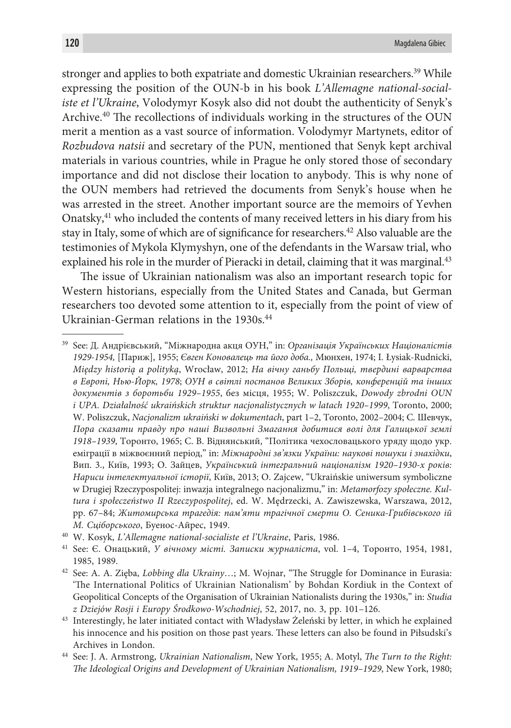stronger and applies to both expatriate and domestic Ukrainian researchers.[39] While expressing the position of the OUN-b in his book *L'Allemagne national-socialiste et l'Ukraine*, Volodymyr Kosyk also did not doubt the authenticity of Senyk's Archive.[40] The recollections of individuals working in the structures of the OUN merit a mention as a vast source of information. Volodymyr Martynets, editor of *Rozbudova natsii* and secretary of the PUN, mentioned that Senyk kept archival materials in various countries, while in Prague he only stored those of secondary importance and did not disclose their location to anybody. This is why none of the OUN members had retrieved the documents from Senyk's house when he was arrested in the street. Another important source are the memoirs of Yevhen Onatsky,[41] who included the contents of many received letters in his diary from his stay in Italy, some of which are of significance for researchers.[42] Also valuable are the testimonies of Mykola Klymyshyn, one of the defendants in the Warsaw trial, who explained his role in the murder of Pieracki in detail, claiming that it was marginal.[43]

The issue of Ukrainian nationalism was also an important research topic for Western historians, especially from the United States and Canada, but German researchers too devoted some attention to it, especially from the point of view of Ukrainian-German relations in the 1930s.[44]

---

[39] See: Д. Андрієвський, "Міжнародна акця ОУН," in: *Організація Українських Націоналістів 1929-1954,* [Париж], 1955; *Євген Коновалець та його доба.,* Мюнхен, 1974; I. Łysiak-Rudnicki, *Między historią a polityką*, Wrocław, 2012; *На вічну ганьбу Польщі, твердині варварства в Европі, Нью-Йорк, 1978*; *ОУН в світлі постанов Великих Зборів, конференцій та інших документів з боротьби 1929–1955*, без місця, 1955; W. Poliszczuk, *Dowody zbrodni OUN i UPA. Działalność ukraińskich struktur nacjonalistycznych w latach 1920–1999*, Toronto, 2000; W. Poliszczuk, *Nacjonalizm ukraiński w dokumentach*, part 1–2, Toronto, 2002–2004; С. Шевчук, *Пора сказати правду про наші Визвольні Змагання добитися волі для Галицької землі 1918–1939*, Торонто, 1965; С. В. Віднянський, "Політика чехословацького уряду щодо укр. еміграції в міжвоєнний період," in: *Міжнародні зв'язки України: наукові пошуки і знахідки*, Вип. 3., Київ, 1993; О. Зайцев, *Український інтегральний націоналізм 1920–1930-х років: Нариси інтелектуальної історії*, Київ, 2013; O. Zajcew, "Ukraińskie uniwersum symboliczne w Drugiej Rzeczypospolitej: inwazja integralnego nacjonalizmu," in: *Metamorfozy społeczne. Kultura i społeczeństwo II Rzeczypospolitej*, ed. W. Mędrzecki, A. Zawiszewska, Warszawa, 2012, pp. 67–84; *Житомирська трагедія: пам'яти трагічної смерти О. Сеника-Грибівського ій М. Сціборського*, Буенос-Айрес, 1949.

[40] W. Kosyk, *L'Allemagne national-socialiste et l'Ukraine*, Paris, 1986.

[41] See: Є. Онацький, *У вічному місті. Записки журналіста*, vol. 1–4, Торонто, 1954, 1981, 1985, 1989.

[42] See: A. A. Zięba, *Lobbing dla Ukrainy*…; M. Wojnar, "The Struggle for Dominance in Eurasia: 'The International Politics of Ukrainian Nationalism' by Bohdan Kordiuk in the Context of Geopolitical Concepts of the Organisation of Ukrainian Nationalists during the 1930s," in: *Studia z Dziejów Rosji i Europy Środkowo-Wschodniej*, 52, 2017, no. 3, pp. 101–126.

[43] Interestingly, he later initiated contact with Władysław Żeleński by letter, in which he explained his innocence and his position on those past years. These letters can also be found in Piłsudski's Archives in London.

[44] See: J. A. Armstrong, *Ukrainian Nationalism*, New York, 1955; A. Motyl, *The Turn to the Right: The Ideological Origins and Development of Ukrainian Nationalism, 1919–1929*, New York, 1980;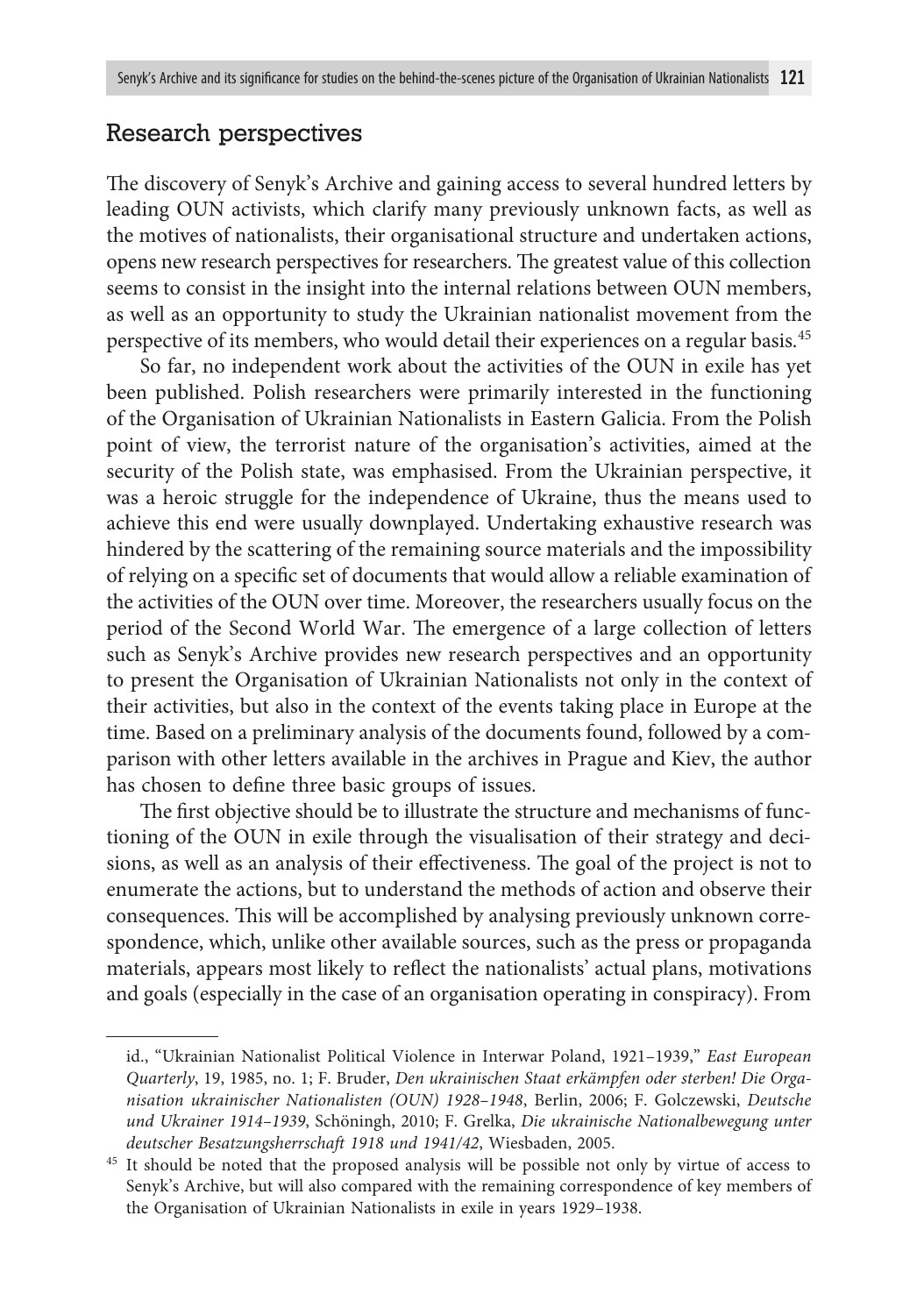## Research perspectives

The discovery of Senyk's Archive and gaining access to several hundred letters by leading OUN activists, which clarify many previously unknown facts, as well as the motives of nationalists, their organisational structure and undertaken actions, opens new research perspectives for researchers. The greatest value of this collection seems to consist in the insight into the internal relations between OUN members, as well as an opportunity to study the Ukrainian nationalist movement from the perspective of its members, who would detail their experiences on a regular basis.[45]

So far, no independent work about the activities of the OUN in exile has yet been published. Polish researchers were primarily interested in the functioning of the Organisation of Ukrainian Nationalists in Eastern Galicia. From the Polish point of view, the terrorist nature of the organisation's activities, aimed at the security of the Polish state, was emphasised. From the Ukrainian perspective, it was a heroic struggle for the independence of Ukraine, thus the means used to achieve this end were usually downplayed. Undertaking exhaustive research was hindered by the scattering of the remaining source materials and the impossibility of relying on a specific set of documents that would allow a reliable examination of the activities of the OUN over time. Moreover, the researchers usually focus on the period of the Second World War. The emergence of a large collection of letters such as Senyk's Archive provides new research perspectives and an opportunity to present the Organisation of Ukrainian Nationalists not only in the context of their activities, but also in the context of the events taking place in Europe at the time. Based on a preliminary analysis of the documents found, followed by a comparison with other letters available in the archives in Prague and Kiev, the author has chosen to define three basic groups of issues.

The first objective should be to illustrate the structure and mechanisms of functioning of the OUN in exile through the visualisation of their strategy and decisions, as well as an analysis of their effectiveness. The goal of the project is not to enumerate the actions, but to understand the methods of action and observe their consequences. This will be accomplished by analysing previously unknown correspondence, which, unlike other available sources, such as the press or propaganda materials, appears most likely to reflect the nationalists' actual plans, motivations and goals (especially in the case of an organisation operating in conspiracy). From

---

id., "Ukrainian Nationalist Political Violence in Interwar Poland, 1921–1939," *East European Quarterly*, 19, 1985, no. 1; F. Bruder, *Den ukrainischen Staat erkämpfen oder sterben! Die Organisation ukrainischer Nationalisten (OUN) 1928–1948*, Berlin, 2006; F. Golczewski, *Deutsche und Ukrainer 1914–1939*, Schöningh, 2010; F. Grelka, *Die ukrainische Nationalbewegung unter deutscher Besatzungsherrschaft 1918 und 1941/42*, Wiesbaden, 2005.

[45] It should be noted that the proposed analysis will be possible not only by virtue of access to Senyk's Archive, but will also compared with the remaining correspondence of key members of the Organisation of Ukrainian Nationalists in exile in years 1929–1938.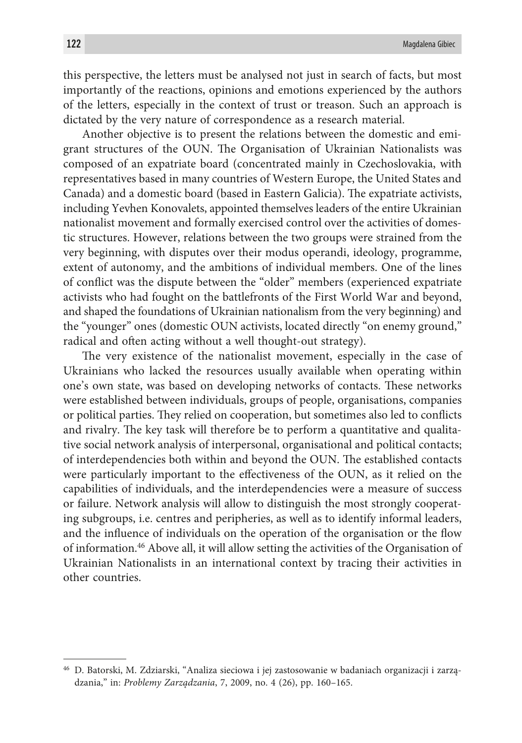this perspective, the letters must be analysed not just in search of facts, but most importantly of the reactions, opinions and emotions experienced by the authors of the letters, especially in the context of trust or treason. Such an approach is dictated by the very nature of correspondence as a research material.

Another objective is to present the relations between the domestic and emigrant structures of the OUN. The Organisation of Ukrainian Nationalists was composed of an expatriate board (concentrated mainly in Czechoslovakia, with representatives based in many countries of Western Europe, the United States and Canada) and a domestic board (based in Eastern Galicia). The expatriate activists, including Yevhen Konovalets, appointed themselves leaders of the entire Ukrainian nationalist movement and formally exercised control over the activities of domestic structures. However, relations between the two groups were strained from the very beginning, with disputes over their modus operandi, ideology, programme, extent of autonomy, and the ambitions of individual members. One of the lines of conflict was the dispute between the "older" members (experienced expatriate activists who had fought on the battlefronts of the First World War and beyond, and shaped the foundations of Ukrainian nationalism from the very beginning) and the "younger" ones (domestic OUN activists, located directly "on enemy ground," radical and often acting without a well thought-out strategy).

The very existence of the nationalist movement, especially in the case of Ukrainians who lacked the resources usually available when operating within one's own state, was based on developing networks of contacts. These networks were established between individuals, groups of people, organisations, companies or political parties. They relied on cooperation, but sometimes also led to conflicts and rivalry. The key task will therefore be to perform a quantitative and qualitative social network analysis of interpersonal, organisational and political contacts; of interdependencies both within and beyond the OUN. The established contacts were particularly important to the effectiveness of the OUN, as it relied on the capabilities of individuals, and the interdependencies were a measure of success or failure. Network analysis will allow to distinguish the most strongly cooperating subgroups, i.e. centres and peripheries, as well as to identify informal leaders, and the influence of individuals on the operation of the organisation or the flow of information.[46] Above all, it will allow setting the activities of the Organisation of Ukrainian Nationalists in an international context by tracing their activities in other countries.

---

[46] D. Batorski, M. Zdziarski, "Analiza sieciowa i jej zastosowanie w badaniach organizacji i zarządzania," in: *Problemy Zarządzania*, 7, 2009, no. 4 (26), pp. 160–165.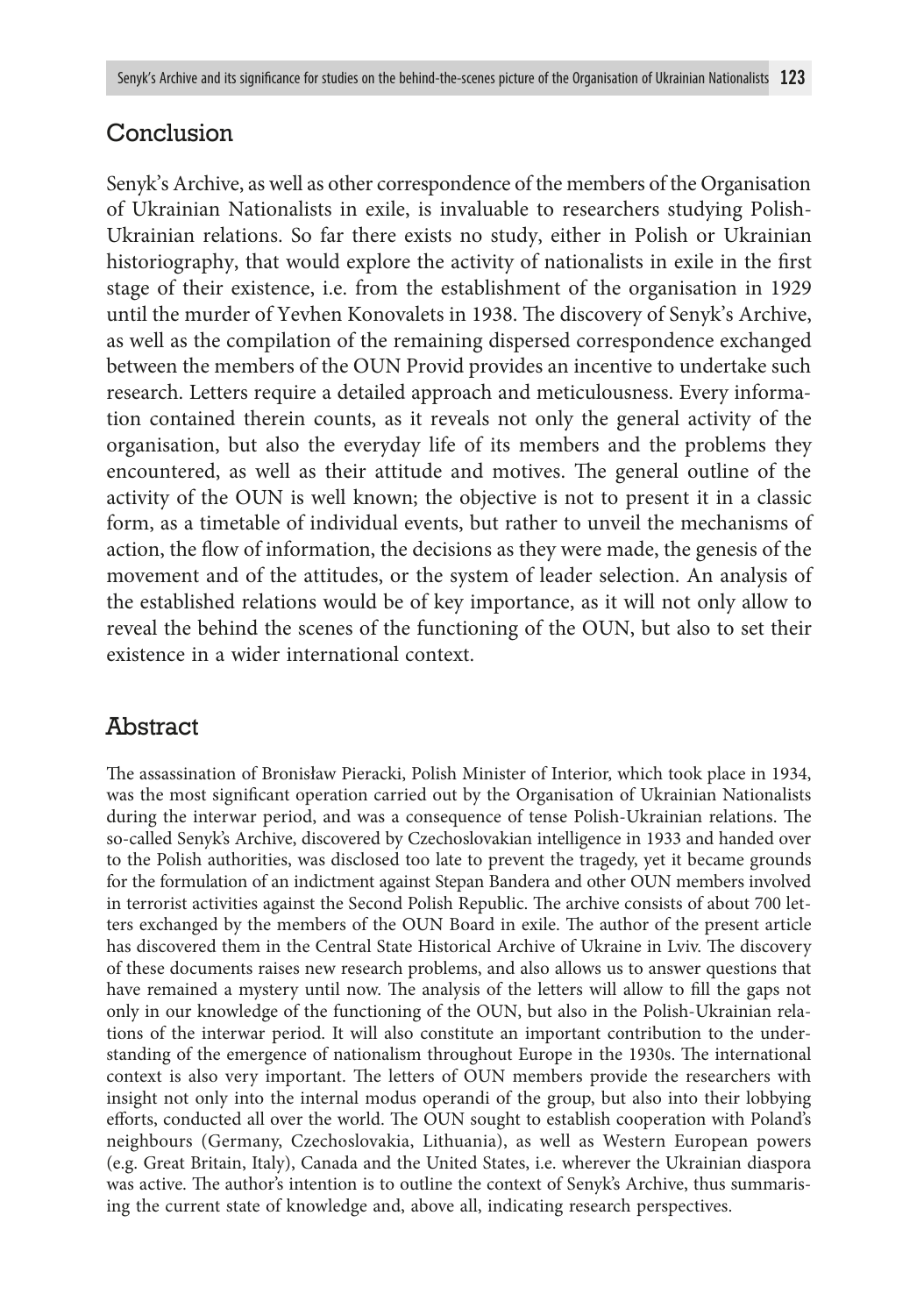## Conclusion

Senyk's Archive, as well as other correspondence of the members of the Organisation of Ukrainian Nationalists in exile, is invaluable to researchers studying Polish-Ukrainian relations. So far there exists no study, either in Polish or Ukrainian historiography, that would explore the activity of nationalists in exile in the first stage of their existence, i.e. from the establishment of the organisation in 1929 until the murder of Yevhen Konovalets in 1938. The discovery of Senyk's Archive, as well as the compilation of the remaining dispersed correspondence exchanged between the members of the OUN Provid provides an incentive to undertake such research. Letters require a detailed approach and meticulousness. Every information contained therein counts, as it reveals not only the general activity of the organisation, but also the everyday life of its members and the problems they encountered, as well as their attitude and motives. The general outline of the activity of the OUN is well known; the objective is not to present it in a classic form, as a timetable of individual events, but rather to unveil the mechanisms of action, the flow of information, the decisions as they were made, the genesis of the movement and of the attitudes, or the system of leader selection. An analysis of the established relations would be of key importance, as it will not only allow to reveal the behind the scenes of the functioning of the OUN, but also to set their existence in a wider international context.

## Abstract

The assassination of Bronisław Pieracki, Polish Minister of Interior, which took place in 1934, was the most significant operation carried out by the Organisation of Ukrainian Nationalists during the interwar period, and was a consequence of tense Polish-Ukrainian relations. The so-called Senyk's Archive, discovered by Czechoslovakian intelligence in 1933 and handed over to the Polish authorities, was disclosed too late to prevent the tragedy, yet it became grounds for the formulation of an indictment against Stepan Bandera and other OUN members involved in terrorist activities against the Second Polish Republic. The archive consists of about 700 letters exchanged by the members of the OUN Board in exile. The author of the present article has discovered them in the Central State Historical Archive of Ukraine in Lviv. The discovery of these documents raises new research problems, and also allows us to answer questions that have remained a mystery until now. The analysis of the letters will allow to fill the gaps not only in our knowledge of the functioning of the OUN, but also in the Polish-Ukrainian relations of the interwar period. It will also constitute an important contribution to the understanding of the emergence of nationalism throughout Europe in the 1930s. The international context is also very important. The letters of OUN members provide the researchers with insight not only into the internal modus operandi of the group, but also into their lobbying efforts, conducted all over the world. The OUN sought to establish cooperation with Poland's neighbours (Germany, Czechoslovakia, Lithuania), as well as Western European powers (e.g. Great Britain, Italy), Canada and the United States, i.e. wherever the Ukrainian diaspora was active. The author's intention is to outline the context of Senyk's Archive, thus summarising the current state of knowledge and, above all, indicating research perspectives.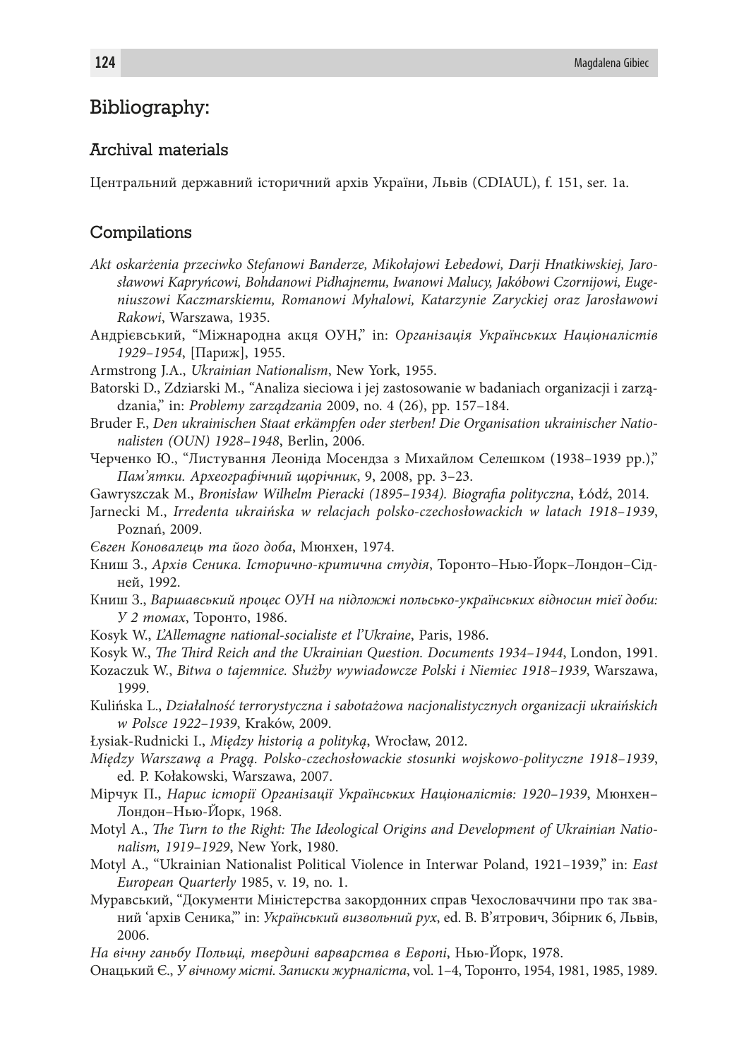## Bibliography:

### Archival materials

Центральний державний історичний архів України, Львів (CDIAUL), f. 151, ser. 1a.

### Compilations

*Akt oskarżenia przeciwko Stefanowi Banderze, Mikołajowi Łebedowi, Darji Hnatkiwskiej, Jarosławowi Kapryńcowi, Bohdanowi Pidhajnemu, Iwanowi Malucy, Jakóbowi Czornijowi, Eugeniuszowi Kaczmarskiemu, Romanowi Myhalowi, Katarzynie Zaryckiej oraz Jarosławowi Rakowi*, Warszawa, 1935.

Андрієвський, "Міжнародна акція ОУН," in: *Організація Українських Націоналістів 1929–1954*, [Париж], 1955.

Armstrong J.A., *Ukrainian Nationalism*, New York, 1955.

Batorski D., Zdziarski M., "Analiza sieciowa i jej zastosowanie w badaniach organizacji i zarządzania," in: *Problemy zarządzania* 2009, no. 4 (26), pp. 157–184.

Bruder F., *Den ukrainischen Staat erkämpfen oder sterben! Die Organisation ukrainischer Nationalisten (OUN) 1928–1948*, Berlin, 2006.

Черченко Ю., "Листування Леоніда Мосендза з Михайлом Селешком (1938–1939 pp.)," *Пам'ятки. Археографічний щорічник*, 9, 2008, pp. 3–23.

Gawryszczak M., *Bronisław Wilhelm Pieracki (1895–1934). Biografia polityczna*, Łódź, 2014.

Jarnecki M., *Irredenta ukraińska w relacjach polsko-czechosłowackich w latach 1918–1939*, Poznań, 2009.

*Євген Коновалець та його доба*, Мюнхен, 1974.

Книш З., *Архів Сеника. Історично-критична студія*, Торонто–Нью-Йорк–Лондон–Сідней, 1992.

Книш З., *Варшавський процес ОУН на підложжі польсько-українських відносин тієї доби: У 2 томах*, Торонто, 1986.

Kosyk W., *L'Allemagne national-socialiste et l'Ukraine*, Paris, 1986.

Kosyk W., *The Third Reich and the Ukrainian Question. Documents 1934–1944*, London, 1991.

Kozaczuk W., *Bitwa o tajemnice. Służby wywiadowcze Polski i Niemiec 1918–1939*, Warszawa, 1999.

Kulińska L., *Działalność terrorystyczna i sabotażowa nacjonalistycznych organizacji ukraińskich w Polsce 1922–1939*, Kraków, 2009.

Łysiak-Rudnicki I., *Między historią a polityką*, Wrocław, 2012.

*Między Warszawą a Pragą. Polsko-czechosłowackie stosunki wojskowo-polityczne 1918–1939*, ed. P. Kołakowski, Warszawa, 2007.

Мірчук П., *Нарис історії Організації Українських Націоналістів: 1920–1939*, Мюнхен–Лондон–Нью-Йорк, 1968.

Motyl A., *The Turn to the Right: The Ideological Origins and Development of Ukrainian Nationalism, 1919–1929*, New York, 1980.

Motyl A., "Ukrainian Nationalist Political Violence in Interwar Poland, 1921–1939," in: *East European Quarterly* 1985, v. 19, no. 1.

Муравський, "Документи Міністерства закордонних справ Чехословаччини про так званий 'архів Сеника,'" in: *Український визвольний рух*, ed. В. В'ятрович, Збірник 6, Львів, 2006.

*На вічну ганьбу Польщі, твердині варварства в Європі*, Нью-Йорк, 1978.

Онацький Є., *У вічному місті. Записки журналіста*, vol. 1–4, Торонто, 1954, 1981, 1985, 1989.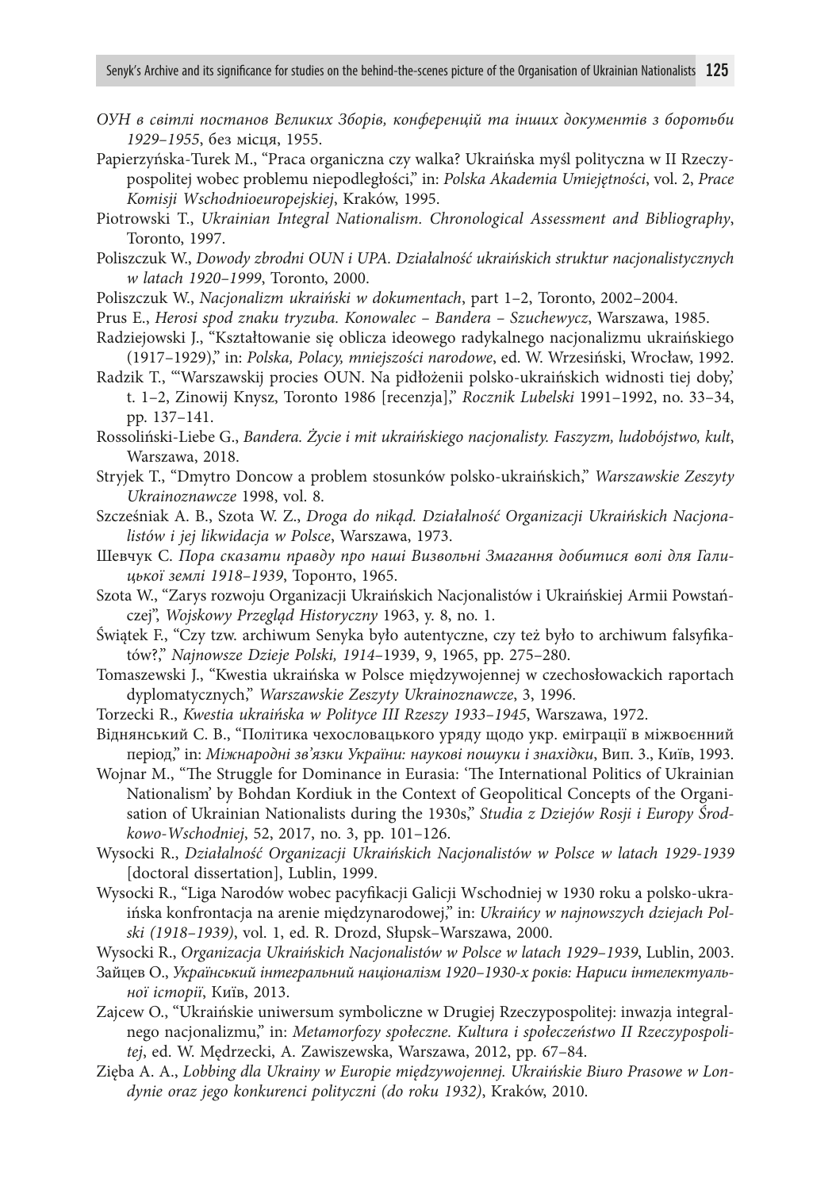*ОУН в світлі постанов Великих Зборів, конференцій та інших документів з боротьби 1929–1955*, без місця, 1955.

Papierzyńska-Turek M., "Praca organiczna czy walka? Ukraińska myśl polityczna w II Rzeczypospolitej wobec problemu niepodległości," in: *Polska Akademia Umiejętności*, vol. 2, *Prace Komisji Wschodnioeuropejskiej*, Kraków, 1995.

Piotrowski T., *Ukrainian Integral Nationalism. Chronological Assessment and Bibliography*, Toronto, 1997.

Poliszczuk W., *Dowody zbrodni OUN i UPA. Działalność ukraińskich struktur nacjonalistycznych w latach 1920–1999*, Toronto, 2000.

Poliszczuk W., *Nacjonalizm ukraiński w dokumentach*, part 1–2, Toronto, 2002–2004.

Prus E., *Herosi spod znaku tryzuba. Konowalec – Bandera – Szuchewycz*, Warszawa, 1985.

Radziejowski J., "Kształtowanie się oblicza ideowego radykalnego nacjonalizmu ukraińskiego (1917–1929)," in: *Polska, Polacy, mniejszości narodowe*, ed. W. Wrzesiński, Wrocław, 1992.

Radzik T., "'Warszawskij procies OUN. Na pidłożenii polsko-ukraińskich widnosti tiej doby,' t. 1–2, Zinowij Knysz, Toronto 1986 [recenzja]," *Rocznik Lubelski* 1991–1992, no. 33–34, pp. 137–141.

Rossoliński-Liebe G., *Bandera. Życie i mit ukraińskiego nacjonalisty. Faszyzm, ludobójstwo, kult*, Warszawa, 2018.

Stryjek T., "Dmytro Doncow a problem stosunków polsko-ukraińskich," *Warszawskie Zeszyty Ukrainoznawcze* 1998, vol. 8.

Szcześniak A. B., Szota W. Z., *Droga do nikąd. Działalność Organizacji Ukraińskich Nacjonalistów i jej likwidacja w Polsce*, Warszawa, 1973.

Шевчук С. *Пора сказати правду про наші Визвольні Змагання добитися волі для Галицької землі 1918–1939*, Торонто, 1965.

Szota W., "Zarys rozwoju Organizacji Ukraińskich Nacjonalistów i Ukraińskiej Armii Powstańczej", *Wojskowy Przegląd Historyczny* 1963, y. 8, no. 1.

Świątek F., "Czy tzw. archiwum Senyka było autentyczne, czy też było to archiwum falsyfikatów?," *Najnowsze Dzieje Polski, 1914*–1939, 9, 1965, pp. 275–280.

Tomaszewski J., "Kwestia ukraińska w Polsce międzywojennej w czechosłowackich raportach dyplomatycznych," *Warszawskie Zeszyty Ukrainoznawcze*, 3, 1996.

Torzecki R., *Kwestia ukraińska w Polityce III Rzeszy 1933–1945*, Warszawa, 1972.

Віднянський С. В., "Політика чехословацького уряду щодо укр. еміграції в міжвоєнний період," in: *Міжнародні зв'язки України: наукові пошуки і знахідки*, Вип. 3., Київ, 1993.

Wojnar M., "The Struggle for Dominance in Eurasia: 'The International Politics of Ukrainian Nationalism' by Bohdan Kordiuk in the Context of Geopolitical Concepts of the Organisation of Ukrainian Nationalists during the 1930s," *Studia z Dziejów Rosji i Europy Środkowo-Wschodniej*, 52, 2017, no. 3, pp. 101–126.

Wysocki R., *Działalność Organizacji Ukraińskich Nacjonalistów w Polsce w latach 1929-1939* [doctoral dissertation], Lublin, 1999.

Wysocki R., "Liga Narodów wobec pacyfikacji Galicji Wschodniej w 1930 roku a polsko-ukraińska konfrontacja na arenie międzynarodowej," in: *Ukraińcy w najnowszych dziejach Polski (1918–1939)*, vol. 1, ed. R. Drozd, Słupsk–Warszawa, 2000.

Wysocki R., *Organizacja Ukraińskich Nacjonalistów w Polsce w latach 1929–1939*, Lublin, 2003.

Зайцев О., *Український інтегральний націоналізм 1920–1930-х років: Нариси інтелектуальної історії*, Київ, 2013.

Zajcew O., "Ukraińskie uniwersum symboliczne w Drugiej Rzeczypospolitej: inwazja integralnego nacjonalizmu," in: *Metamorfozy społeczne. Kultura i społeczeństwo II Rzeczypospolitej*, ed. W. Mędrzecki, A. Zawiszewska, Warszawa, 2012, pp. 67–84.

Zięba A. A., *Lobbing dla Ukrainy w Europie międzywojennej. Ukraińskie Biuro Prasowe w Londynie oraz jego konkurenci polityczni (do roku 1932)*, Kraków, 2010.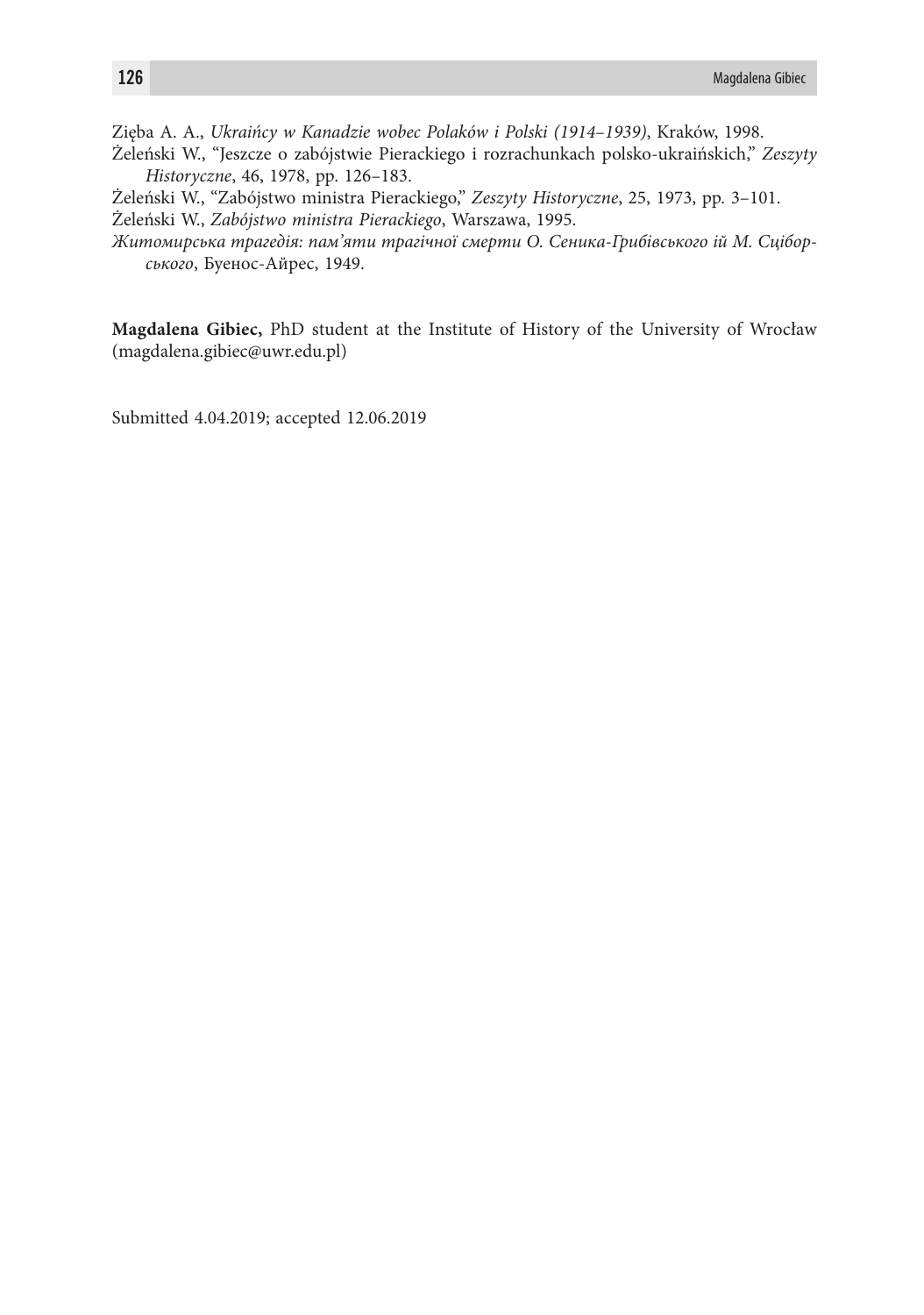Zięba A. A., *Ukraińcy w Kanadzie wobec Polaków i Polski (1914–1939)*, Kraków, 1998.

Żeleński W., "Jeszcze o zabójstwie Pierackiego i rozrachunkach polsko-ukraińskich," *Zeszyty Historyczne*, 46, 1978, pp. 126–183.

Żeleński W., "Zabójstwo ministra Pierackiego," *Zeszyty Historyczne*, 25, 1973, pp. 3–101.

Żeleński W., *Zabójstwo ministra Pierackiego*, Warszawa, 1995.

*Житомирська трагедія: пам'яти трагічної смерти О. Сеника-Грибівського ій М. Сціборського*, Буенос-Айрес, 1949.

**Magdalena Gibiec,** PhD student at the Institute of History of the University of Wrocław (magdalena.gibiec@uwr.edu.pl)

Submitted 4.04.2019; accepted 12.06.2019